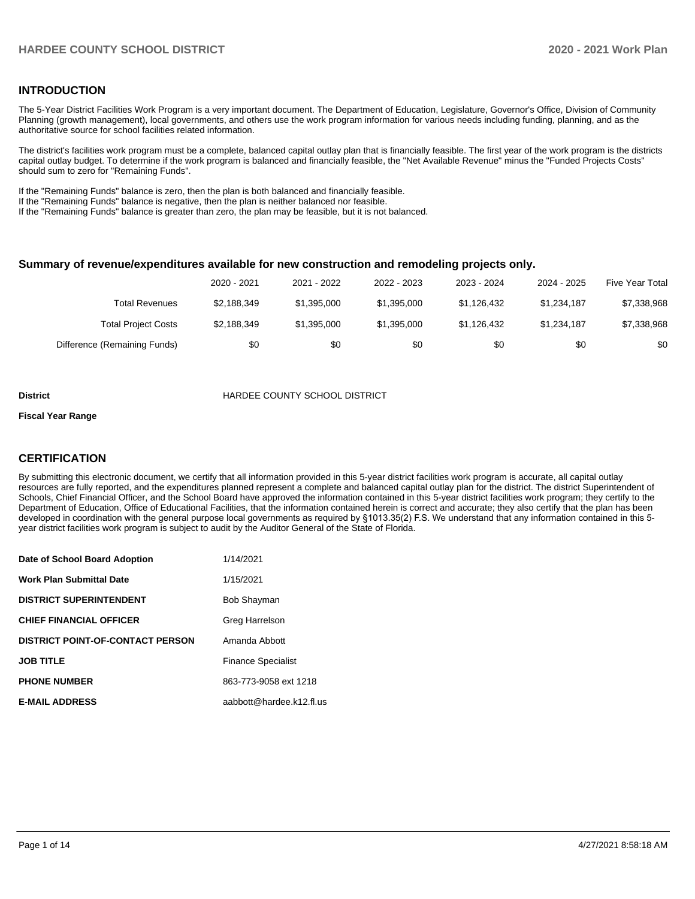## INTRODUCTION

The 5-Year District Facilities Work Program is a very important document. The Department of Education, Legislature, Governor's Office, Division of Community Planning (growth management), local governments, and others use the work program information for various needs including funding, planning, and as the authoritative source for school facilities related information.

The district's facilities work program must be a complete, balanced capital outlay plan that is financially feasible. The first year of the work program is the districts capital outlay budget. To determine if the work program is balanced and financially feasible, the "Net Available Revenue" minus the "Funded Projects Costs" should sum to zero for "Remaining Funds".

If the "Remaining Funds" balance is zero, then the plan is both balanced and financially feasible.
If the "Remaining Funds" balance is negative, then the plan is neither balanced nor feasible.
If the "Remaining Funds" balance is greater than zero, the plan may be feasible, but it is not balanced.

### Summary of revenue/expenditures available for new construction and remodeling projects only.

| | 2020 - 2021 | 2021 - 2022 | 2022 - 2023 | 2023 - 2024 | 2024 - 2025 | Five Year Total |
|---|---|---|---|---|---|---|
| Total Revenues | $2,188,349 | $1,395,000 | $1,395,000 | $1,126,432 | $1,234,187 | $7,338,968 |
| Total Project Costs | $2,188,349 | $1,395,000 | $1,395,000 | $1,126,432 | $1,234,187 | $7,338,968 |
| Difference (Remaining Funds) | $0 | $0 | $0 | $0 | $0 | $0 |

**District** HARDEE COUNTY SCHOOL DISTRICT

**Fiscal Year Range**

## CERTIFICATION

By submitting this electronic document, we certify that all information provided in this 5-year district facilities work program is accurate, all capital outlay resources are fully reported, and the expenditures planned represent a complete and balanced capital outlay plan for the district. The district Superintendent of Schools, Chief Financial Officer, and the School Board have approved the information contained in this 5-year district facilities work program; they certify to the Department of Education, Office of Educational Facilities, that the information contained herein is correct and accurate; they also certify that the plan has been developed in coordination with the general purpose local governments as required by §1013.35(2) F.S. We understand that any information contained in this 5-year district facilities work program is subject to audit by the Auditor General of the State of Florida.

| | |
|---|---|
| **Date of School Board Adoption** | 1/14/2021 |
| **Work Plan Submittal Date** | 1/15/2021 |
| **DISTRICT SUPERINTENDENT** | Bob Shayman |
| **CHIEF FINANCIAL OFFICER** | Greg Harrelson |
| **DISTRICT POINT-OF-CONTACT PERSON** | Amanda Abbott |
| **JOB TITLE** | Finance Specialist |
| **PHONE NUMBER** | 863-773-9058 ext 1218 |
| **E-MAIL ADDRESS** | aabbott@hardee.k12.fl.us |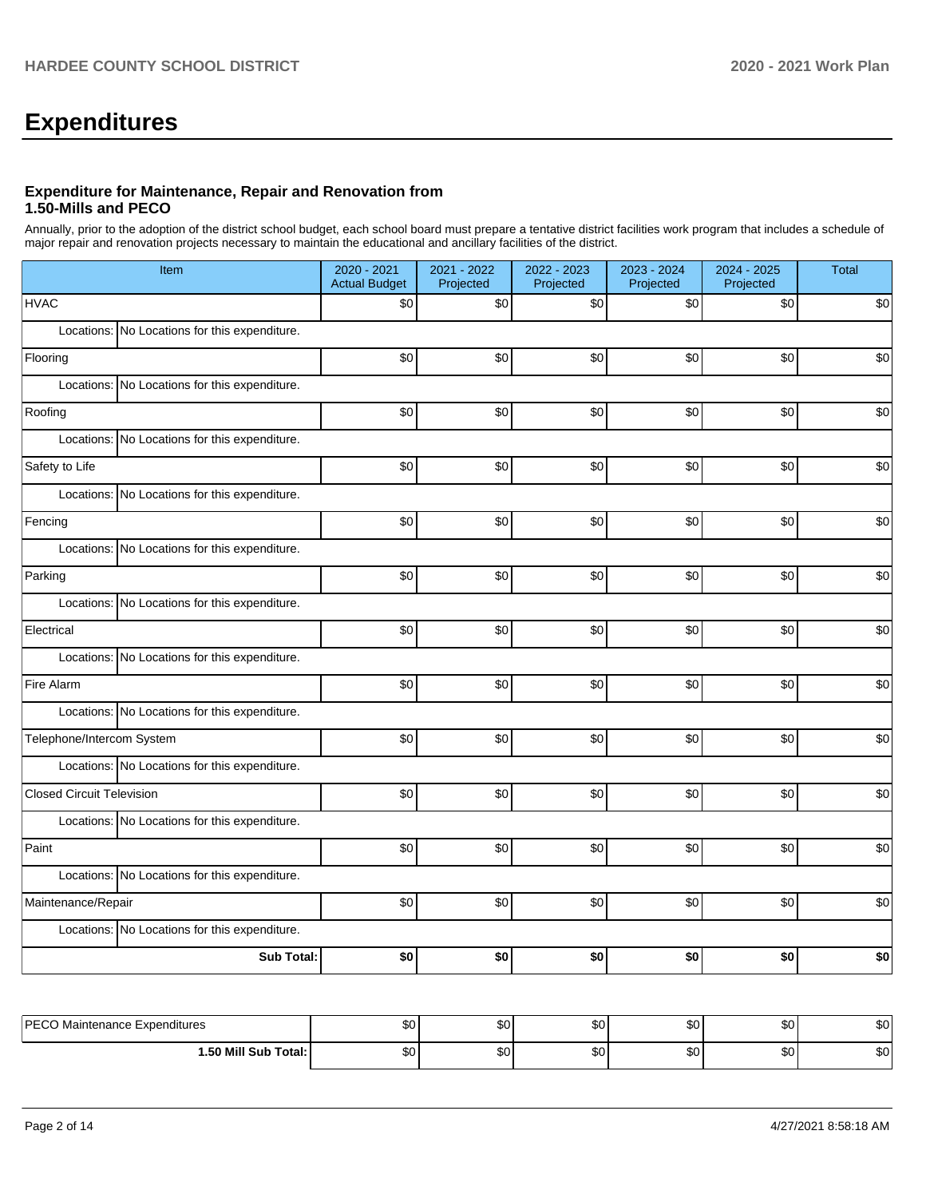# Expenditures

### Expenditure for Maintenance, Repair and Renovation from 1.50-Mills and PECO

Annually, prior to the adoption of the district school budget, each school board must prepare a tentative district facilities work program that includes a schedule of major repair and renovation projects necessary to maintain the educational and ancillary facilities of the district.

| Item | 2020 - 2021 Actual Budget | 2021 - 2022 Projected | 2022 - 2023 Projected | 2023 - 2024 Projected | 2024 - 2025 Projected | Total |
|---|---|---|---|---|---|---|
| HVAC | $0 | $0 | $0 | $0 | $0 | $0 |
| Locations: No Locations for this expenditure. | | | | | | |
| Flooring | $0 | $0 | $0 | $0 | $0 | $0 |
| Locations: No Locations for this expenditure. | | | | | | |
| Roofing | $0 | $0 | $0 | $0 | $0 | $0 |
| Locations: No Locations for this expenditure. | | | | | | |
| Safety to Life | $0 | $0 | $0 | $0 | $0 | $0 |
| Locations: No Locations for this expenditure. | | | | | | |
| Fencing | $0 | $0 | $0 | $0 | $0 | $0 |
| Locations: No Locations for this expenditure. | | | | | | |
| Parking | $0 | $0 | $0 | $0 | $0 | $0 |
| Locations: No Locations for this expenditure. | | | | | | |
| Electrical | $0 | $0 | $0 | $0 | $0 | $0 |
| Locations: No Locations for this expenditure. | | | | | | |
| Fire Alarm | $0 | $0 | $0 | $0 | $0 | $0 |
| Locations: No Locations for this expenditure. | | | | | | |
| Telephone/Intercom System | $0 | $0 | $0 | $0 | $0 | $0 |
| Locations: No Locations for this expenditure. | | | | | | |
| Closed Circuit Television | $0 | $0 | $0 | $0 | $0 | $0 |
| Locations: No Locations for this expenditure. | | | | | | |
| Paint | $0 | $0 | $0 | $0 | $0 | $0 |
| Locations: No Locations for this expenditure. | | | | | | |
| Maintenance/Repair | $0 | $0 | $0 | $0 | $0 | $0 |
| Locations: No Locations for this expenditure. | | | | | | |
| **Sub Total:** | **$0** | **$0** | **$0** | **$0** | **$0** | **$0** |

| | | | | | | |
|---|---|---|---|---|---|---|
| PECO Maintenance Expenditures | $0 | $0 | $0 | $0 | $0 | $0 |
| **1.50 Mill Sub Total:** | $0 | $0 | $0 | $0 | $0 | $0 |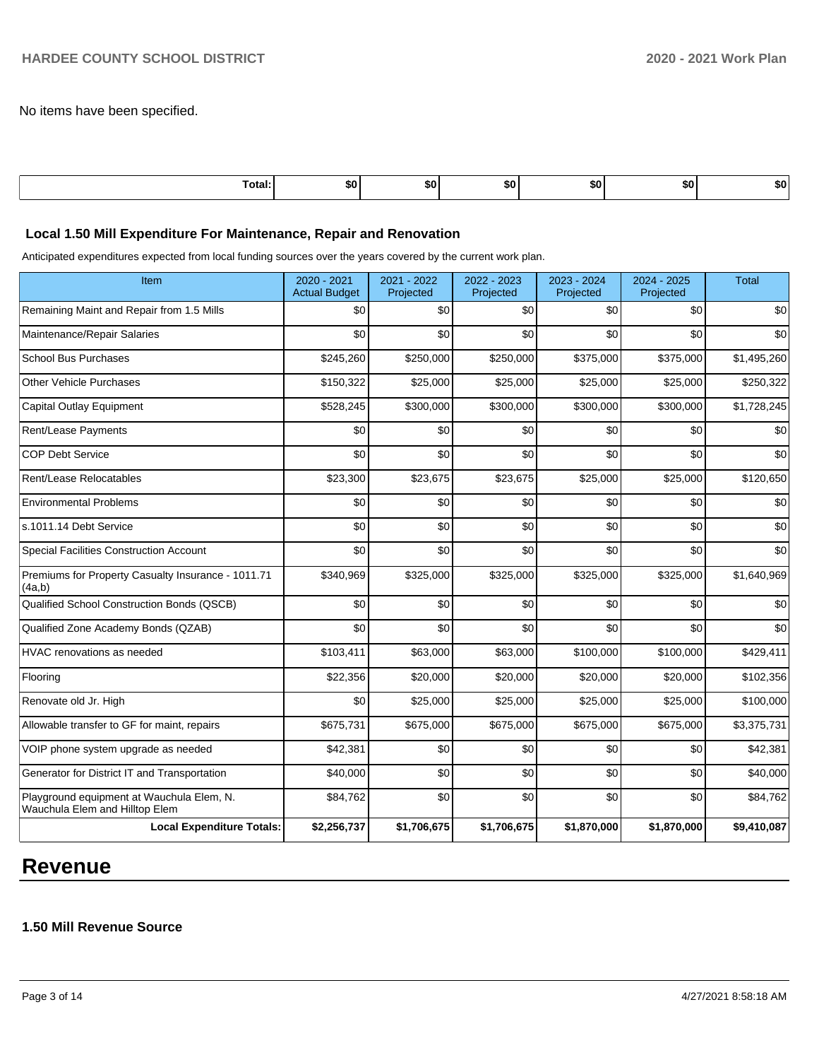No items have been specified.

| Total: | $0 | $0 | $0 | $0 | $0 | $0 |
|---|---|---|---|---|---|---|

### Local 1.50 Mill Expenditure For Maintenance, Repair and Renovation

Anticipated expenditures expected from local funding sources over the years covered by the current work plan.

| Item | 2020 - 2021 Actual Budget | 2021 - 2022 Projected | 2022 - 2023 Projected | 2023 - 2024 Projected | 2024 - 2025 Projected | Total |
|---|---|---|---|---|---|---|
| Remaining Maint and Repair from 1.5 Mills | $0 | $0 | $0 | $0 | $0 | $0 |
| Maintenance/Repair Salaries | $0 | $0 | $0 | $0 | $0 | $0 |
| School Bus Purchases | $245,260 | $250,000 | $250,000 | $375,000 | $375,000 | $1,495,260 |
| Other Vehicle Purchases | $150,322 | $25,000 | $25,000 | $25,000 | $25,000 | $250,322 |
| Capital Outlay Equipment | $528,245 | $300,000 | $300,000 | $300,000 | $300,000 | $1,728,245 |
| Rent/Lease Payments | $0 | $0 | $0 | $0 | $0 | $0 |
| COP Debt Service | $0 | $0 | $0 | $0 | $0 | $0 |
| Rent/Lease Relocatables | $23,300 | $23,675 | $23,675 | $25,000 | $25,000 | $120,650 |
| Environmental Problems | $0 | $0 | $0 | $0 | $0 | $0 |
| s.1011.14 Debt Service | $0 | $0 | $0 | $0 | $0 | $0 |
| Special Facilities Construction Account | $0 | $0 | $0 | $0 | $0 | $0 |
| Premiums for Property Casualty Insurance - 1011.71 (4a,b) | $340,969 | $325,000 | $325,000 | $325,000 | $325,000 | $1,640,969 |
| Qualified School Construction Bonds (QSCB) | $0 | $0 | $0 | $0 | $0 | $0 |
| Qualified Zone Academy Bonds (QZAB) | $0 | $0 | $0 | $0 | $0 | $0 |
| HVAC renovations as needed | $103,411 | $63,000 | $63,000 | $100,000 | $100,000 | $429,411 |
| Flooring | $22,356 | $20,000 | $20,000 | $20,000 | $20,000 | $102,356 |
| Renovate old Jr. High | $0 | $25,000 | $25,000 | $25,000 | $25,000 | $100,000 |
| Allowable transfer to GF for maint, repairs | $675,731 | $675,000 | $675,000 | $675,000 | $675,000 | $3,375,731 |
| VOIP phone system upgrade as needed | $42,381 | $0 | $0 | $0 | $0 | $42,381 |
| Generator for District IT and Transportation | $40,000 | $0 | $0 | $0 | $0 | $40,000 |
| Playground equipment at Wauchula Elem, N. Wauchula Elem and Hilltop Elem | $84,762 | $0 | $0 | $0 | $0 | $84,762 |
| **Local Expenditure Totals:** | **$2,256,737** | **$1,706,675** | **$1,706,675** | **$1,870,000** | **$1,870,000** | **$9,410,087** |

# Revenue

### 1.50 Mill Revenue Source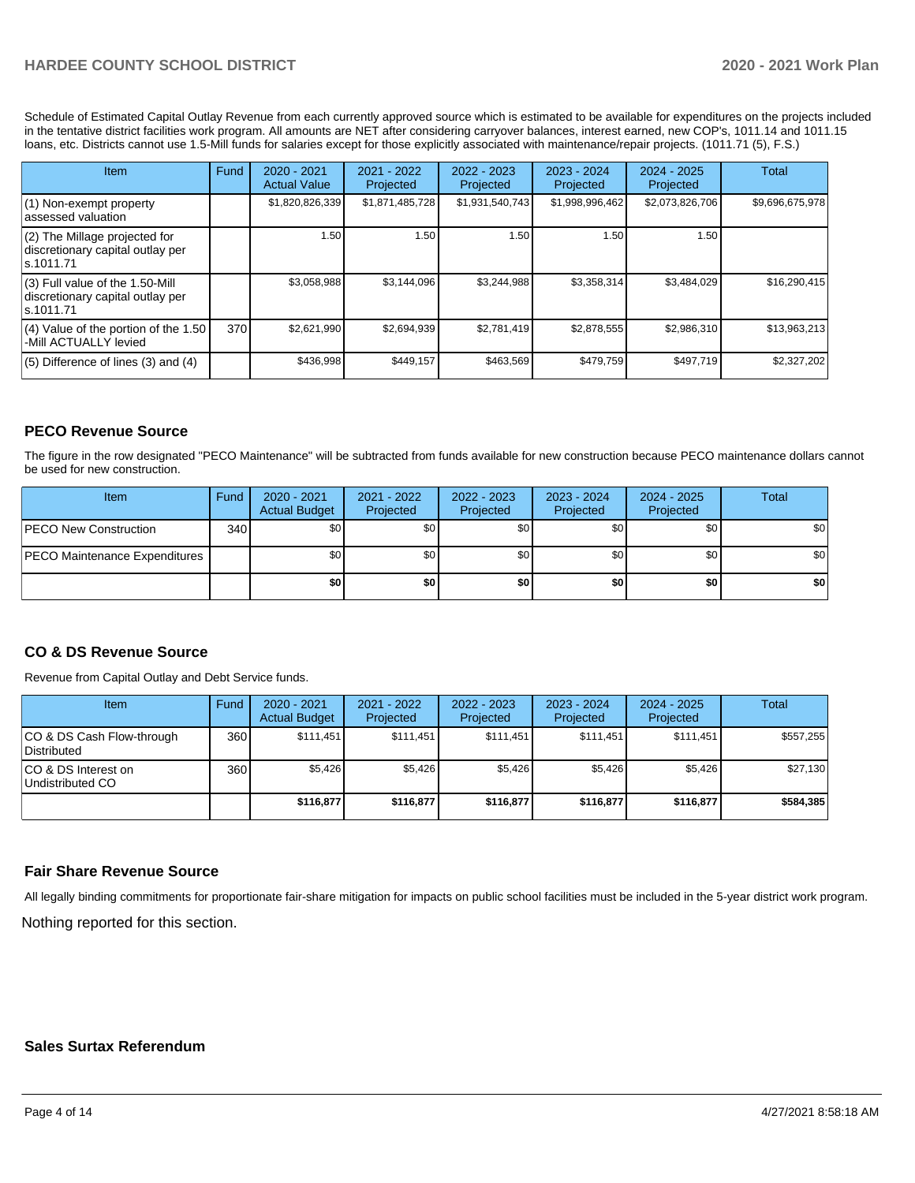Schedule of Estimated Capital Outlay Revenue from each currently approved source which is estimated to be available for expenditures on the projects included in the tentative district facilities work program. All amounts are NET after considering carryover balances, interest earned, new COP's, 1011.14 and 1011.15 loans, etc. Districts cannot use 1.5-Mill funds for salaries except for those explicitly associated with maintenance/repair projects. (1011.71 (5), F.S.)

| Item | Fund | 2020 - 2021 Actual Value | 2021 - 2022 Projected | 2022 - 2023 Projected | 2023 - 2024 Projected | 2024 - 2025 Projected | Total |
|---|---|---|---|---|---|---|---|
| (1) Non-exempt property assessed valuation | | $1,820,826,339 | $1,871,485,728 | $1,931,540,743 | $1,998,996,462 | $2,073,826,706 | $9,696,675,978 |
| (2) The Millage projected for discretionary capital outlay per s.1011.71 | | 1.50 | 1.50 | 1.50 | 1.50 | 1.50 | |
| (3) Full value of the 1.50-Mill discretionary capital outlay per s.1011.71 | | $3,058,988 | $3,144,096 | $3,244,988 | $3,358,314 | $3,484,029 | $16,290,415 |
| (4) Value of the portion of the 1.50 -Mill ACTUALLY levied | 370 | $2,621,990 | $2,694,939 | $2,781,419 | $2,878,555 | $2,986,310 | $13,963,213 |
| (5) Difference of lines (3) and (4) | | $436,998 | $449,157 | $463,569 | $479,759 | $497,719 | $2,327,202 |

## PECO Revenue Source

The figure in the row designated "PECO Maintenance" will be subtracted from funds available for new construction because PECO maintenance dollars cannot be used for new construction.

| Item | Fund | 2020 - 2021 Actual Budget | 2021 - 2022 Projected | 2022 - 2023 Projected | 2023 - 2024 Projected | 2024 - 2025 Projected | Total |
|---|---|---|---|---|---|---|---|
| PECO New Construction | 340 | $0 | $0 | $0 | $0 | $0 | $0 |
| PECO Maintenance Expenditures | | $0 | $0 | $0 | $0 | $0 | $0 |
| | | **$0** | **$0** | **$0** | **$0** | **$0** | **$0** |

## CO & DS Revenue Source

Revenue from Capital Outlay and Debt Service funds.

| Item | Fund | 2020 - 2021 Actual Budget | 2021 - 2022 Projected | 2022 - 2023 Projected | 2023 - 2024 Projected | 2024 - 2025 Projected | Total |
|---|---|---|---|---|---|---|---|
| CO & DS Cash Flow-through Distributed | 360 | $111,451 | $111,451 | $111,451 | $111,451 | $111,451 | $557,255 |
| CO & DS Interest on Undistributed CO | 360 | $5,426 | $5,426 | $5,426 | $5,426 | $5,426 | $27,130 |
| | | **$116,877** | **$116,877** | **$116,877** | **$116,877** | **$116,877** | **$584,385** |

## Fair Share Revenue Source

All legally binding commitments for proportionate fair-share mitigation for impacts on public school facilities must be included in the 5-year district work program.

Nothing reported for this section.

## Sales Surtax Referendum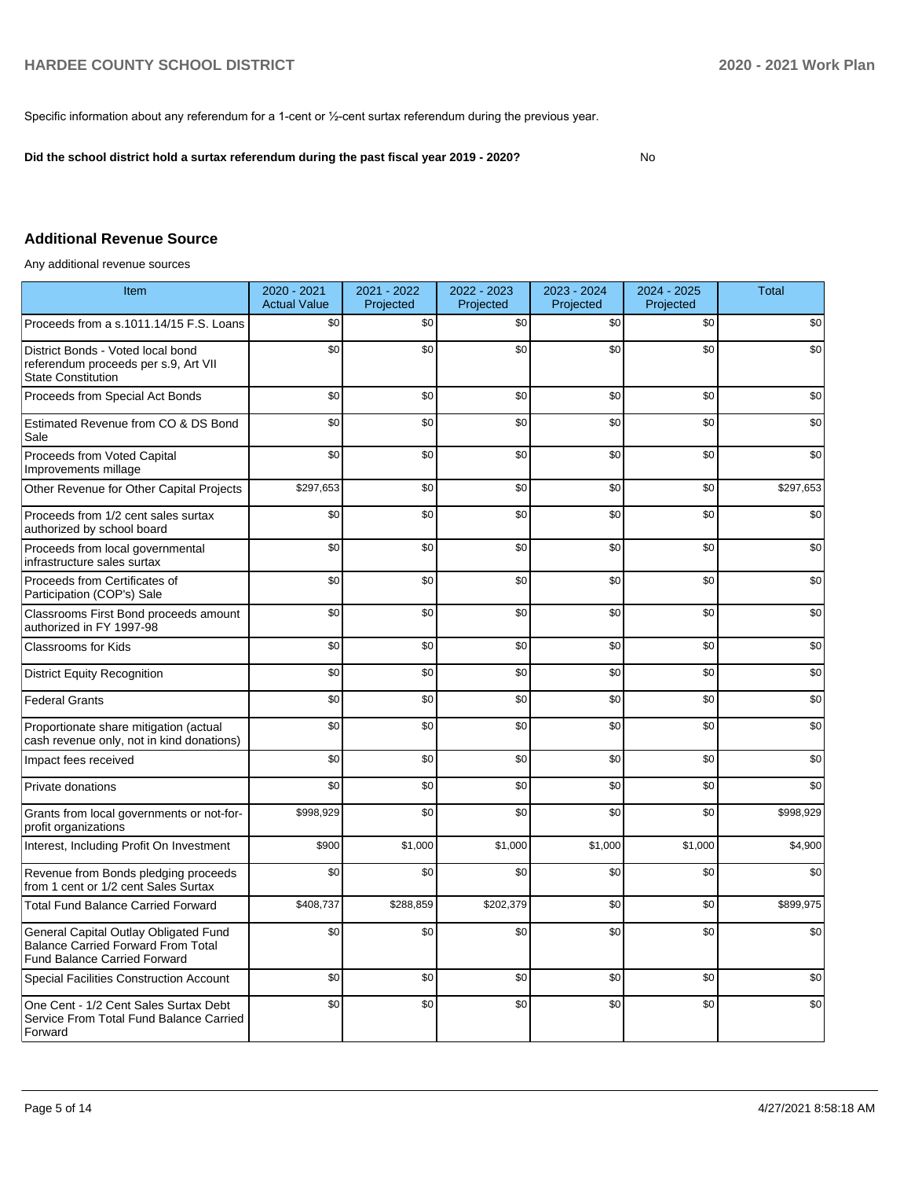Specific information about any referendum for a 1-cent or ½-cent surtax referendum during the previous year.

**Did the school district hold a surtax referendum during the past fiscal year 2019 - 2020?** No

## Additional Revenue Source

Any additional revenue sources

| Item | 2020 - 2021 Actual Value | 2021 - 2022 Projected | 2022 - 2023 Projected | 2023 - 2024 Projected | 2024 - 2025 Projected | Total |
|---|---|---|---|---|---|---|
| Proceeds from a s.1011.14/15 F.S. Loans | $0 | $0 | $0 | $0 | $0 | $0 |
| District Bonds - Voted local bond referendum proceeds per s.9, Art VII State Constitution | $0 | $0 | $0 | $0 | $0 | $0 |
| Proceeds from Special Act Bonds | $0 | $0 | $0 | $0 | $0 | $0 |
| Estimated Revenue from CO & DS Bond Sale | $0 | $0 | $0 | $0 | $0 | $0 |
| Proceeds from Voted Capital Improvements millage | $0 | $0 | $0 | $0 | $0 | $0 |
| Other Revenue for Other Capital Projects | $297,653 | $0 | $0 | $0 | $0 | $297,653 |
| Proceeds from 1/2 cent sales surtax authorized by school board | $0 | $0 | $0 | $0 | $0 | $0 |
| Proceeds from local governmental infrastructure sales surtax | $0 | $0 | $0 | $0 | $0 | $0 |
| Proceeds from Certificates of Participation (COP's) Sale | $0 | $0 | $0 | $0 | $0 | $0 |
| Classrooms First Bond proceeds amount authorized in FY 1997-98 | $0 | $0 | $0 | $0 | $0 | $0 |
| Classrooms for Kids | $0 | $0 | $0 | $0 | $0 | $0 |
| District Equity Recognition | $0 | $0 | $0 | $0 | $0 | $0 |
| Federal Grants | $0 | $0 | $0 | $0 | $0 | $0 |
| Proportionate share mitigation (actual cash revenue only, not in kind donations) | $0 | $0 | $0 | $0 | $0 | $0 |
| Impact fees received | $0 | $0 | $0 | $0 | $0 | $0 |
| Private donations | $0 | $0 | $0 | $0 | $0 | $0 |
| Grants from local governments or not-for-profit organizations | $998,929 | $0 | $0 | $0 | $0 | $998,929 |
| Interest, Including Profit On Investment | $900 | $1,000 | $1,000 | $1,000 | $1,000 | $4,900 |
| Revenue from Bonds pledging proceeds from 1 cent or 1/2 cent Sales Surtax | $0 | $0 | $0 | $0 | $0 | $0 |
| Total Fund Balance Carried Forward | $408,737 | $288,859 | $202,379 | $0 | $0 | $899,975 |
| General Capital Outlay Obligated Fund Balance Carried Forward From Total Fund Balance Carried Forward | $0 | $0 | $0 | $0 | $0 | $0 |
| Special Facilities Construction Account | $0 | $0 | $0 | $0 | $0 | $0 |
| One Cent - 1/2 Cent Sales Surtax Debt Service From Total Fund Balance Carried Forward | $0 | $0 | $0 | $0 | $0 | $0 |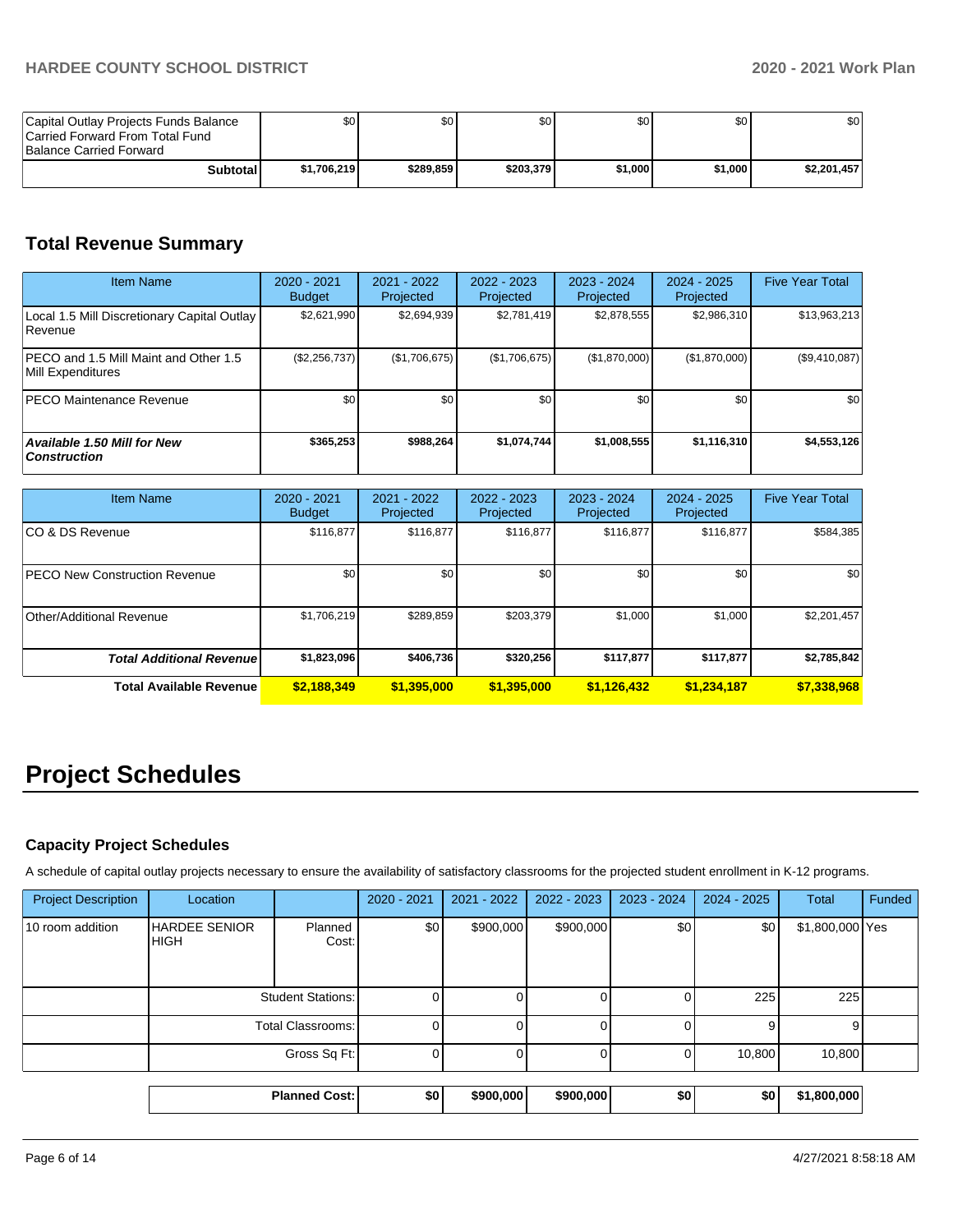| | | | | | | |
|---|---|---|---|---|---|---|
| Capital Outlay Projects Funds Balance Carried Forward From Total Fund Balance Carried Forward | $0 | $0 | $0 | $0 | $0 | $0 |
| **Subtotal** | **$1,706,219** | **$289,859** | **$203,379** | **$1,000** | **$1,000** | **$2,201,457** |

## Total Revenue Summary

| Item Name | 2020 - 2021 Budget | 2021 - 2022 Projected | 2022 - 2023 Projected | 2023 - 2024 Projected | 2024 - 2025 Projected | Five Year Total |
|---|---|---|---|---|---|---|
| Local 1.5 Mill Discretionary Capital Outlay Revenue | $2,621,990 | $2,694,939 | $2,781,419 | $2,878,555 | $2,986,310 | $13,963,213 |
| PECO and 1.5 Mill Maint and Other 1.5 Mill Expenditures | ($2,256,737) | ($1,706,675) | ($1,706,675) | ($1,870,000) | ($1,870,000) | ($9,410,087) |
| PECO Maintenance Revenue | $0 | $0 | $0 | $0 | $0 | $0 |
| ***Available 1.50 Mill for New Construction*** | **$365,253** | **$988,264** | **$1,074,744** | **$1,008,555** | **$1,116,310** | **$4,553,126** |

| Item Name | 2020 - 2021 Budget | 2021 - 2022 Projected | 2022 - 2023 Projected | 2023 - 2024 Projected | 2024 - 2025 Projected | Five Year Total |
|---|---|---|---|---|---|---|
| CO & DS Revenue | $116,877 | $116,877 | $116,877 | $116,877 | $116,877 | $584,385 |
| PECO New Construction Revenue | $0 | $0 | $0 | $0 | $0 | $0 |
| Other/Additional Revenue | $1,706,219 | $289,859 | $203,379 | $1,000 | $1,000 | $2,201,457 |
| ***Total Additional Revenue*** | **$1,823,096** | **$406,736** | **$320,256** | **$117,877** | **$117,877** | **$2,785,842** |
| **Total Available Revenue** | **$2,188,349** | **$1,395,000** | **$1,395,000** | **$1,126,432** | **$1,234,187** | **$7,338,968** |

# Project Schedules

### Capacity Project Schedules

A schedule of capital outlay projects necessary to ensure the availability of satisfactory classrooms for the projected student enrollment in K-12 programs.

| Project Description | Location | | 2020 - 2021 | 2021 - 2022 | 2022 - 2023 | 2023 - 2024 | 2024 - 2025 | Total | Funded |
|---|---|---|---|---|---|---|---|---|---|
| 10 room addition | HARDEE SENIOR HIGH | Planned Cost: | $0 | $900,000 | $900,000 | $0 | $0 | $1,800,000 | Yes |
| | | Student Stations: | 0 | 0 | 0 | 0 | 225 | 225 | |
| | | Total Classrooms: | 0 | 0 | 0 | 0 | 9 | 9 | |
| | | Gross Sq Ft: | 0 | 0 | 0 | 0 | 10,800 | 10,800 | |
| | | **Planned Cost:** | **$0** | **$900,000** | **$900,000** | **$0** | **$0** | **$1,800,000** | |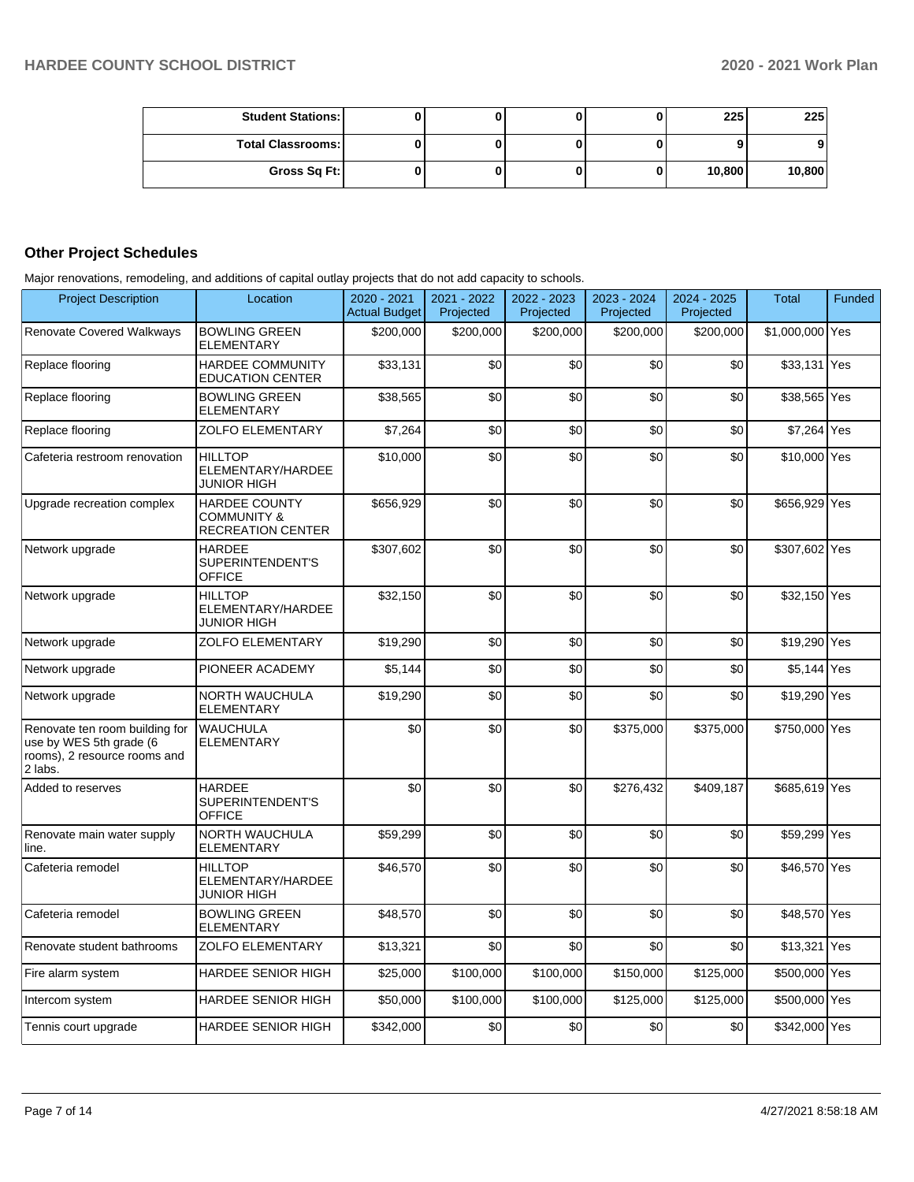| Student Stations: | 0 | 0 | 0 | 0 | 225 | 225 |
|---|---|---|---|---|---|---|
| Total Classrooms: | 0 | 0 | 0 | 0 | 9 | 9 |
| Gross Sq Ft: | 0 | 0 | 0 | 0 | 10,800 | 10,800 |

## Other Project Schedules

Major renovations, remodeling, and additions of capital outlay projects that do not add capacity to schools.

| Project Description | Location | 2020 - 2021 Actual Budget | 2021 - 2022 Projected | 2022 - 2023 Projected | 2023 - 2024 Projected | 2024 - 2025 Projected | Total | Funded |
|---|---|---|---|---|---|---|---|---|
| Renovate Covered Walkways | BOWLING GREEN ELEMENTARY | $200,000 | $200,000 | $200,000 | $200,000 | $200,000 | $1,000,000 | Yes |
| Replace flooring | HARDEE COMMUNITY EDUCATION CENTER | $33,131 | $0 | $0 | $0 | $0 | $33,131 | Yes |
| Replace flooring | BOWLING GREEN ELEMENTARY | $38,565 | $0 | $0 | $0 | $0 | $38,565 | Yes |
| Replace flooring | ZOLFO ELEMENTARY | $7,264 | $0 | $0 | $0 | $0 | $7,264 | Yes |
| Cafeteria restroom renovation | HILLTOP ELEMENTARY/HARDEE JUNIOR HIGH | $10,000 | $0 | $0 | $0 | $0 | $10,000 | Yes |
| Upgrade recreation complex | HARDEE COUNTY COMMUNITY & RECREATION CENTER | $656,929 | $0 | $0 | $0 | $0 | $656,929 | Yes |
| Network upgrade | HARDEE SUPERINTENDENT'S OFFICE | $307,602 | $0 | $0 | $0 | $0 | $307,602 | Yes |
| Network upgrade | HILLTOP ELEMENTARY/HARDEE JUNIOR HIGH | $32,150 | $0 | $0 | $0 | $0 | $32,150 | Yes |
| Network upgrade | ZOLFO ELEMENTARY | $19,290 | $0 | $0 | $0 | $0 | $19,290 | Yes |
| Network upgrade | PIONEER ACADEMY | $5,144 | $0 | $0 | $0 | $0 | $5,144 | Yes |
| Network upgrade | NORTH WAUCHULA ELEMENTARY | $19,290 | $0 | $0 | $0 | $0 | $19,290 | Yes |
| Renovate ten room building for use by WES 5th grade (6 rooms), 2 resource rooms and 2 labs. | WAUCHULA ELEMENTARY | $0 | $0 | $0 | $375,000 | $375,000 | $750,000 | Yes |
| Added to reserves | HARDEE SUPERINTENDENT'S OFFICE | $0 | $0 | $0 | $276,432 | $409,187 | $685,619 | Yes |
| Renovate main water supply line. | NORTH WAUCHULA ELEMENTARY | $59,299 | $0 | $0 | $0 | $0 | $59,299 | Yes |
| Cafeteria remodel | HILLTOP ELEMENTARY/HARDEE JUNIOR HIGH | $46,570 | $0 | $0 | $0 | $0 | $46,570 | Yes |
| Cafeteria remodel | BOWLING GREEN ELEMENTARY | $48,570 | $0 | $0 | $0 | $0 | $48,570 | Yes |
| Renovate student bathrooms | ZOLFO ELEMENTARY | $13,321 | $0 | $0 | $0 | $0 | $13,321 | Yes |
| Fire alarm system | HARDEE SENIOR HIGH | $25,000 | $100,000 | $100,000 | $150,000 | $125,000 | $500,000 | Yes |
| Intercom system | HARDEE SENIOR HIGH | $50,000 | $100,000 | $100,000 | $125,000 | $125,000 | $500,000 | Yes |
| Tennis court upgrade | HARDEE SENIOR HIGH | $342,000 | $0 | $0 | $0 | $0 | $342,000 | Yes |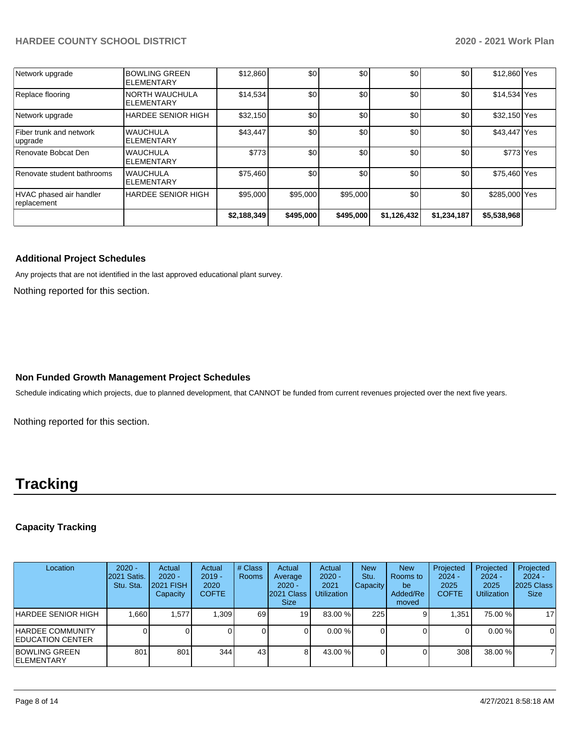| | | | | | | | | |
|---|---|---|---|---|---|---|---|---|
| Network upgrade | BOWLING GREEN ELEMENTARY | $12,860 | $0 | $0 | $0 | $0 | $12,860 | Yes |
| Replace flooring | NORTH WAUCHULA ELEMENTARY | $14,534 | $0 | $0 | $0 | $0 | $14,534 | Yes |
| Network upgrade | HARDEE SENIOR HIGH | $32,150 | $0 | $0 | $0 | $0 | $32,150 | Yes |
| Fiber trunk and network upgrade | WAUCHULA ELEMENTARY | $43,447 | $0 | $0 | $0 | $0 | $43,447 | Yes |
| Renovate Bobcat Den | WAUCHULA ELEMENTARY | $773 | $0 | $0 | $0 | $0 | $773 | Yes |
| Renovate student bathrooms | WAUCHULA ELEMENTARY | $75,460 | $0 | $0 | $0 | $0 | $75,460 | Yes |
| HVAC phased air handler replacement | HARDEE SENIOR HIGH | $95,000 | $95,000 | $95,000 | $0 | $0 | $285,000 | Yes |
| | | **$2,188,349** | **$495,000** | **$495,000** | **$1,126,432** | **$1,234,187** | **$5,538,968** | |

### Additional Project Schedules

Any projects that are not identified in the last approved educational plant survey.

Nothing reported for this section.

### Non Funded Growth Management Project Schedules

Schedule indicating which projects, due to planned development, that CANNOT be funded from current revenues projected over the next five years.

Nothing reported for this section.

# Tracking

### Capacity Tracking

| Location | 2020 - 2021 Satis. Stu. Sta. | Actual 2020 - 2021 FISH Capacity | Actual 2019 - 2020 COFTE | # Class Rooms | Actual Average 2020 - 2021 Class Size | Actual 2020 - 2021 Utilization | New Stu. Capacity | New Rooms to be Added/Removed | Projected 2024 - 2025 COFTE | Projected 2024 - 2025 Utilization | Projected 2024 - 2025 Class Size |
|---|---|---|---|---|---|---|---|---|---|---|---|
| HARDEE SENIOR HIGH | 1,660 | 1,577 | 1,309 | 69 | 19 | 83.00 % | 225 | 9 | 1,351 | 75.00 % | 17 |
| HARDEE COMMUNITY EDUCATION CENTER | 0 | 0 | 0 | 0 | 0 | 0.00 % | 0 | 0 | 0 | 0.00 % | 0 |
| BOWLING GREEN ELEMENTARY | 801 | 801 | 344 | 43 | 8 | 43.00 % | 0 | 0 | 308 | 38.00 % | 7 |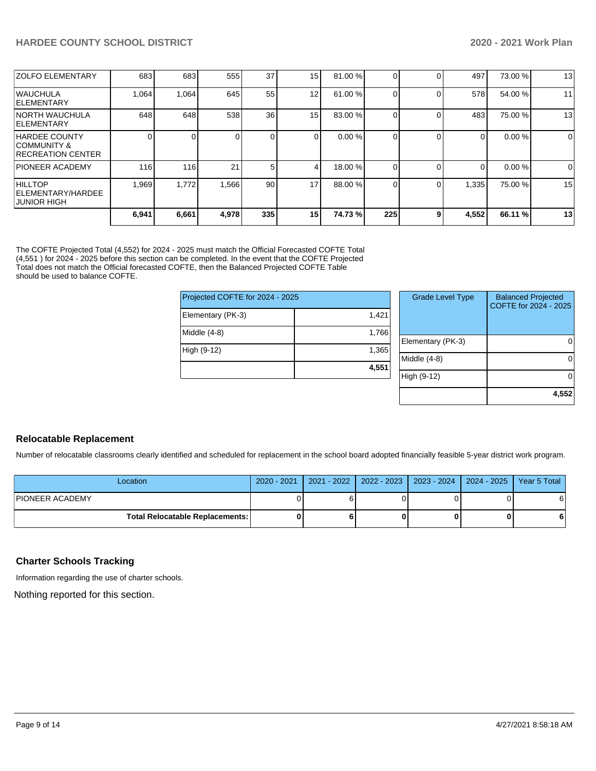| | | | | | | | | | | | |
|---|---|---|---|---|---|---|---|---|---|---|---|
| ZOLFO ELEMENTARY | 683 | 683 | 555 | 37 | 15 | 81.00 % | 0 | 0 | 497 | 73.00 % | 13 |
| WAUCHULA ELEMENTARY | 1,064 | 1,064 | 645 | 55 | 12 | 61.00 % | 0 | 0 | 578 | 54.00 % | 11 |
| NORTH WAUCHULA ELEMENTARY | 648 | 648 | 538 | 36 | 15 | 83.00 % | 0 | 0 | 483 | 75.00 % | 13 |
| HARDEE COUNTY COMMUNITY & RECREATION CENTER | 0 | 0 | 0 | 0 | 0 | 0.00 % | 0 | 0 | 0 | 0.00 % | 0 |
| PIONEER ACADEMY | 116 | 116 | 21 | 5 | 4 | 18.00 % | 0 | 0 | 0 | 0.00 % | 0 |
| HILLTOP ELEMENTARY/HARDEE JUNIOR HIGH | 1,969 | 1,772 | 1,566 | 90 | 17 | 88.00 % | 0 | 0 | 1,335 | 75.00 % | 15 |
| | **6,941** | **6,661** | **4,978** | **335** | **15** | **74.73 %** | **225** | **9** | **4,552** | **66.11 %** | **13** |

The COFTE Projected Total (4,552) for 2024 - 2025 must match the Official Forecasted COFTE Total (4,551 ) for 2024 - 2025 before this section can be completed. In the event that the COFTE Projected Total does not match the Official forecasted COFTE, then the Balanced Projected COFTE Table should be used to balance COFTE.

| Projected COFTE for 2024 - 2025 | |
|---|---|
| Elementary (PK-3) | 1,421 |
| Middle (4-8) | 1,766 |
| High (9-12) | 1,365 |
| | **4,551** |

| Grade Level Type | Balanced Projected COFTE for 2024 - 2025 |
|---|---|
| Elementary (PK-3) | 0 |
| Middle (4-8) | 0 |
| High (9-12) | 0 |
| | **4,552** |

## Relocatable Replacement

Number of relocatable classrooms clearly identified and scheduled for replacement in the school board adopted financially feasible 5-year district work program.

| Location | 2020 - 2021 | 2021 - 2022 | 2022 - 2023 | 2023 - 2024 | 2024 - 2025 | Year 5 Total |
|---|---|---|---|---|---|---|
| PIONEER ACADEMY | 0 | 6 | 0 | 0 | 0 | 6 |
| **Total Relocatable Replacements:** | **0** | **6** | **0** | **0** | **0** | **6** |

## Charter Schools Tracking

Information regarding the use of charter schools.

Nothing reported for this section.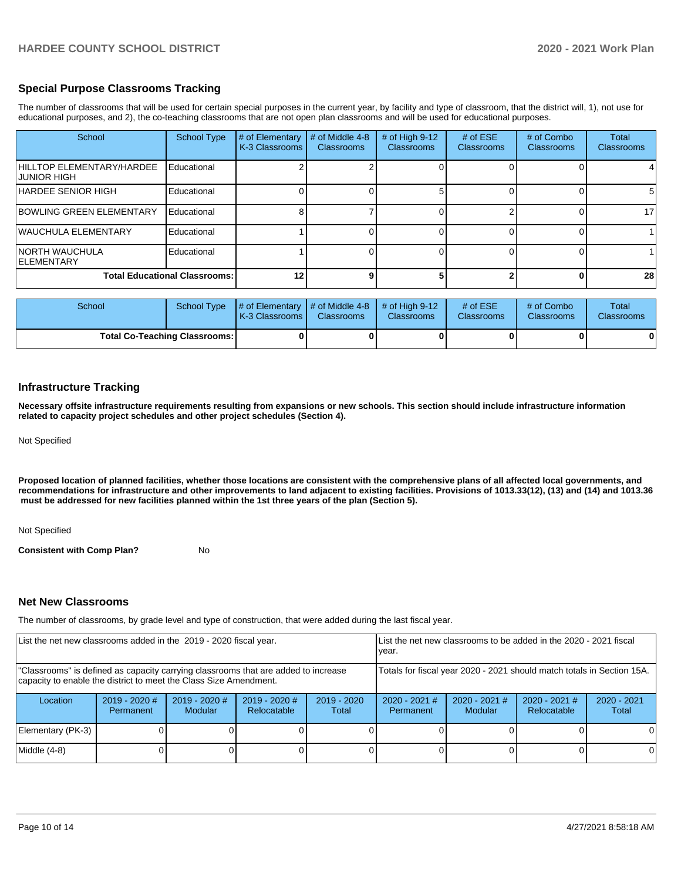## Special Purpose Classrooms Tracking

The number of classrooms that will be used for certain special purposes in the current year, by facility and type of classroom, that the district will, 1), not use for educational purposes, and 2), the co-teaching classrooms that are not open plan classrooms and will be used for educational purposes.

| School | School Type | # of Elementary K-3 Classrooms | # of Middle 4-8 Classrooms | # of High 9-12 Classrooms | # of ESE Classrooms | # of Combo Classrooms | Total Classrooms |
|---|---|---|---|---|---|---|---|
| HILLTOP ELEMENTARY/HARDEE JUNIOR HIGH | Educational | 2 | 2 | 0 | 0 | 0 | 4 |
| HARDEE SENIOR HIGH | Educational | 0 | 0 | 5 | 0 | 0 | 5 |
| BOWLING GREEN ELEMENTARY | Educational | 8 | 7 | 0 | 2 | 0 | 17 |
| WAUCHULA ELEMENTARY | Educational | 1 | 0 | 0 | 0 | 0 | 1 |
| NORTH WAUCHULA ELEMENTARY | Educational | 1 | 0 | 0 | 0 | 0 | 1 |
| **Total Educational Classrooms:** | | **12** | **9** | **5** | **2** | **0** | **28** |

| School | School Type | # of Elementary K-3 Classrooms | # of Middle 4-8 Classrooms | # of High 9-12 Classrooms | # of ESE Classrooms | # of Combo Classrooms | Total Classrooms |
|---|---|---|---|---|---|---|---|
| **Total Co-Teaching Classrooms:** | | **0** | **0** | **0** | **0** | **0** | **0** |

## Infrastructure Tracking

**Necessary offsite infrastructure requirements resulting from expansions or new schools. This section should include infrastructure information related to capacity project schedules and other project schedules (Section 4).**

Not Specified

**Proposed location of planned facilities, whether those locations are consistent with the comprehensive plans of all affected local governments, and recommendations for infrastructure and other improvements to land adjacent to existing facilities. Provisions of 1013.33(12), (13) and (14) and 1013.36 must be addressed for new facilities planned within the 1st three years of the plan (Section 5).**

Not Specified

**Consistent with Comp Plan?** No

## Net New Classrooms

The number of classrooms, by grade level and type of construction, that were added during the last fiscal year.

| List the net new classrooms added in the 2019 - 2020 fiscal year. | | | | | List the net new classrooms to be added in the 2020 - 2021 fiscal year. | | | |
|---|---|---|---|---|---|---|---|---|
| "Classrooms" is defined as capacity carrying classrooms that are added to increase capacity to enable the district to meet the Class Size Amendment. | | | | | Totals for fiscal year 2020 - 2021 should match totals in Section 15A. | | | |
| Location | 2019 - 2020 # Permanent | 2019 - 2020 # Modular | 2019 - 2020 # Relocatable | 2019 - 2020 Total | 2020 - 2021 # Permanent | 2020 - 2021 # Modular | 2020 - 2021 # Relocatable | 2020 - 2021 Total |
| Elementary (PK-3) | 0 | 0 | 0 | 0 | 0 | 0 | 0 | 0 |
| Middle (4-8) | 0 | 0 | 0 | 0 | 0 | 0 | 0 | 0 |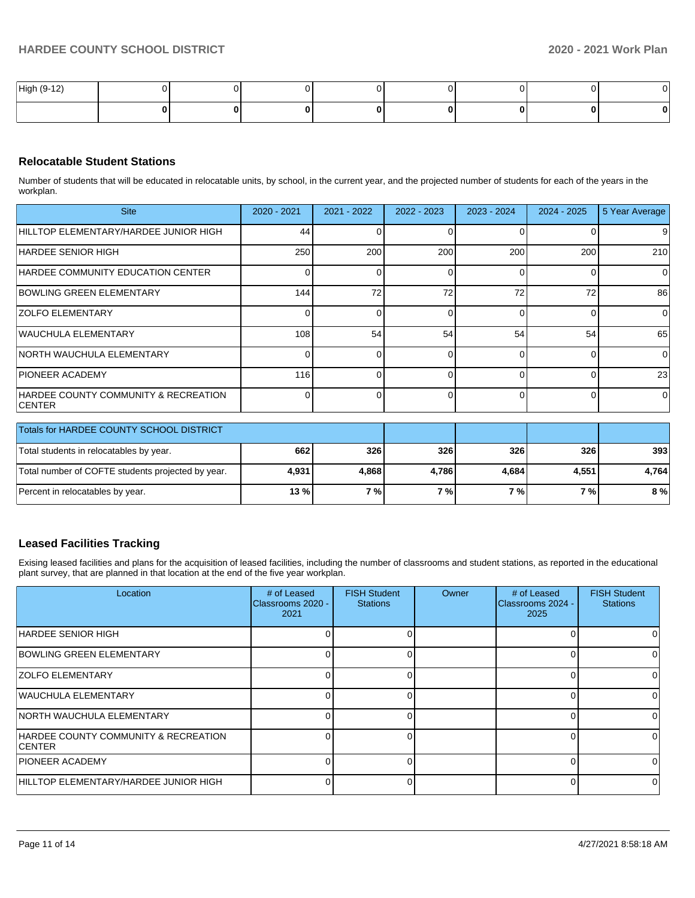| High (9-12) | 0 | 0 | 0 | 0 | 0 | 0 | 0 | 0 |
|---|---|---|---|---|---|---|---|---|
| | **0** | **0** | **0** | **0** | **0** | **0** | **0** | **0** |

## Relocatable Student Stations

Number of students that will be educated in relocatable units, by school, in the current year, and the projected number of students for each of the years in the workplan.

| Site | 2020 - 2021 | 2021 - 2022 | 2022 - 2023 | 2023 - 2024 | 2024 - 2025 | 5 Year Average |
|---|---|---|---|---|---|---|
| HILLTOP ELEMENTARY/HARDEE JUNIOR HIGH | 44 | 0 | 0 | 0 | 0 | 9 |
| HARDEE SENIOR HIGH | 250 | 200 | 200 | 200 | 200 | 210 |
| HARDEE COMMUNITY EDUCATION CENTER | 0 | 0 | 0 | 0 | 0 | 0 |
| BOWLING GREEN ELEMENTARY | 144 | 72 | 72 | 72 | 72 | 86 |
| ZOLFO ELEMENTARY | 0 | 0 | 0 | 0 | 0 | 0 |
| WAUCHULA ELEMENTARY | 108 | 54 | 54 | 54 | 54 | 65 |
| NORTH WAUCHULA ELEMENTARY | 0 | 0 | 0 | 0 | 0 | 0 |
| PIONEER ACADEMY | 116 | 0 | 0 | 0 | 0 | 23 |
| HARDEE COUNTY COMMUNITY & RECREATION CENTER | 0 | 0 | 0 | 0 | 0 | 0 |

| Totals for HARDEE COUNTY SCHOOL DISTRICT | | | | | | |
|---|---|---|---|---|---|---|
| Total students in relocatables by year. | **662** | **326** | **326** | **326** | **326** | **393** |
| Total number of COFTE students projected by year. | **4,931** | **4,868** | **4,786** | **4,684** | **4,551** | **4,764** |
| Percent in relocatables by year. | **13 %** | **7 %** | **7 %** | **7 %** | **7 %** | **8 %** |

## Leased Facilities Tracking

Exising leased facilities and plans for the acquisition of leased facilities, including the number of classrooms and student stations, as reported in the educational plant survey, that are planned in that location at the end of the five year workplan.

| Location | # of Leased Classrooms 2020 - 2021 | FISH Student Stations | Owner | # of Leased Classrooms 2024 - 2025 | FISH Student Stations |
|---|---|---|---|---|---|
| HARDEE SENIOR HIGH | 0 | 0 | | 0 | 0 |
| BOWLING GREEN ELEMENTARY | 0 | 0 | | 0 | 0 |
| ZOLFO ELEMENTARY | 0 | 0 | | 0 | 0 |
| WAUCHULA ELEMENTARY | 0 | 0 | | 0 | 0 |
| NORTH WAUCHULA ELEMENTARY | 0 | 0 | | 0 | 0 |
| HARDEE COUNTY COMMUNITY & RECREATION CENTER | 0 | 0 | | 0 | 0 |
| PIONEER ACADEMY | 0 | 0 | | 0 | 0 |
| HILLTOP ELEMENTARY/HARDEE JUNIOR HIGH | 0 | 0 | | 0 | 0 |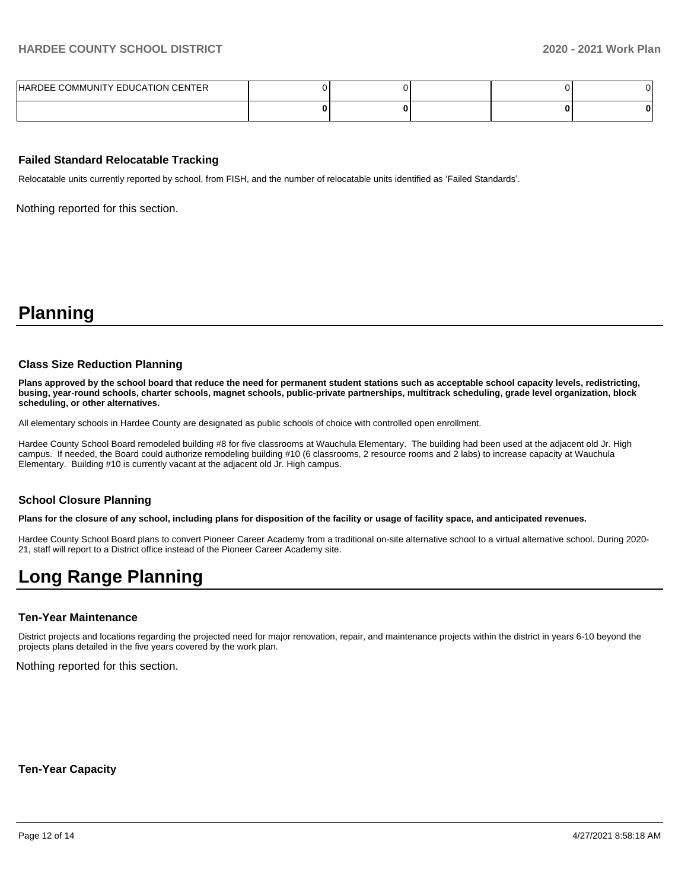| HARDEE COMMUNITY EDUCATION CENTER | 0 | 0 | | 0 | 0 |
|---|---|---|---|---|---|
| | **0** | **0** | | **0** | **0** |

### Failed Standard Relocatable Tracking

Relocatable units currently reported by school, from FISH, and the number of relocatable units identified as 'Failed Standards'.

Nothing reported for this section.

# Planning

### Class Size Reduction Planning

**Plans approved by the school board that reduce the need for permanent student stations such as acceptable school capacity levels, redistricting, busing, year-round schools, charter schools, magnet schools, public-private partnerships, multitrack scheduling, grade level organization, block scheduling, or other alternatives.**

All elementary schools in Hardee County are designated as public schools of choice with controlled open enrollment.

Hardee County School Board remodeled building #8 for five classrooms at Wauchula Elementary. The building had been used at the adjacent old Jr. High campus. If needed, the Board could authorize remodeling building #10 (6 classrooms, 2 resource rooms and 2 labs) to increase capacity at Wauchula Elementary. Building #10 is currently vacant at the adjacent old Jr. High campus.

### School Closure Planning

**Plans for the closure of any school, including plans for disposition of the facility or usage of facility space, and anticipated revenues.**

Hardee County School Board plans to convert Pioneer Career Academy from a traditional on-site alternative school to a virtual alternative school. During 2020-21, staff will report to a District office instead of the Pioneer Career Academy site.

# Long Range Planning

### Ten-Year Maintenance

District projects and locations regarding the projected need for major renovation, repair, and maintenance projects within the district in years 6-10 beyond the projects plans detailed in the five years covered by the work plan.

Nothing reported for this section.

### Ten-Year Capacity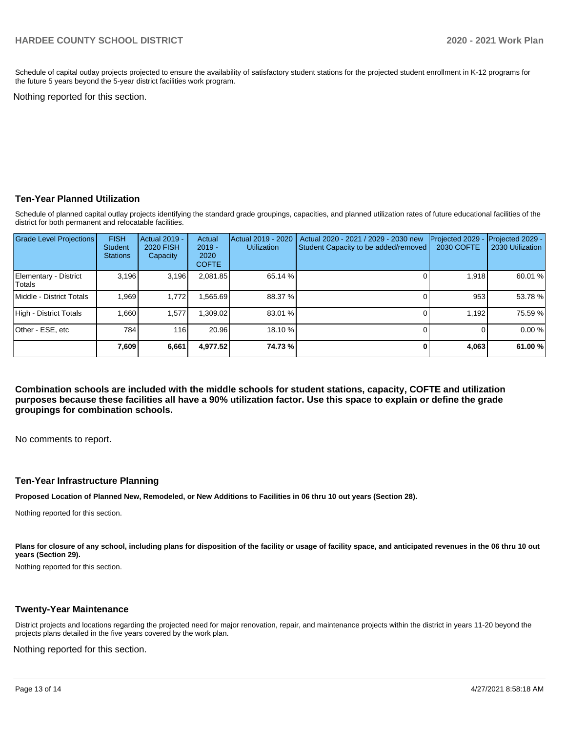Schedule of capital outlay projects projected to ensure the availability of satisfactory student stations for the projected student enrollment in K-12 programs for the future 5 years beyond the 5-year district facilities work program.

Nothing reported for this section.

### Ten-Year Planned Utilization

Schedule of planned capital outlay projects identifying the standard grade groupings, capacities, and planned utilization rates of future educational facilities of the district for both permanent and relocatable facilities.

| Grade Level Projections | FISH Student Stations | Actual 2019 - 2020 FISH Capacity | Actual 2019 - 2020 COFTE | Actual 2019 - 2020 Utilization | Actual 2020 - 2021 / 2029 - 2030 new Student Capacity to be added/removed | Projected 2029 - 2030 COFTE | Projected 2029 - 2030 Utilization |
|---|---|---|---|---|---|---|---|
| Elementary - District Totals | 3,196 | 3,196 | 2,081.85 | 65.14 % | 0 | 1,918 | 60.01 % |
| Middle - District Totals | 1,969 | 1,772 | 1,565.69 | 88.37 % | 0 | 953 | 53.78 % |
| High - District Totals | 1,660 | 1,577 | 1,309.02 | 83.01 % | 0 | 1,192 | 75.59 % |
| Other - ESE, etc | 784 | 116 | 20.96 | 18.10 % | 0 | 0 | 0.00 % |
| | **7,609** | **6,661** | **4,977.52** | **74.73 %** | **0** | **4,063** | **61.00 %** |

**Combination schools are included with the middle schools for student stations, capacity, COFTE and utilization purposes because these facilities all have a 90% utilization factor. Use this space to explain or define the grade groupings for combination schools.**

No comments to report.

### Ten-Year Infrastructure Planning

**Proposed Location of Planned New, Remodeled, or New Additions to Facilities in 06 thru 10 out years (Section 28).**

Nothing reported for this section.

**Plans for closure of any school, including plans for disposition of the facility or usage of facility space, and anticipated revenues in the 06 thru 10 out years (Section 29).**

Nothing reported for this section.

### Twenty-Year Maintenance

District projects and locations regarding the projected need for major renovation, repair, and maintenance projects within the district in years 11-20 beyond the projects plans detailed in the five years covered by the work plan.

Nothing reported for this section.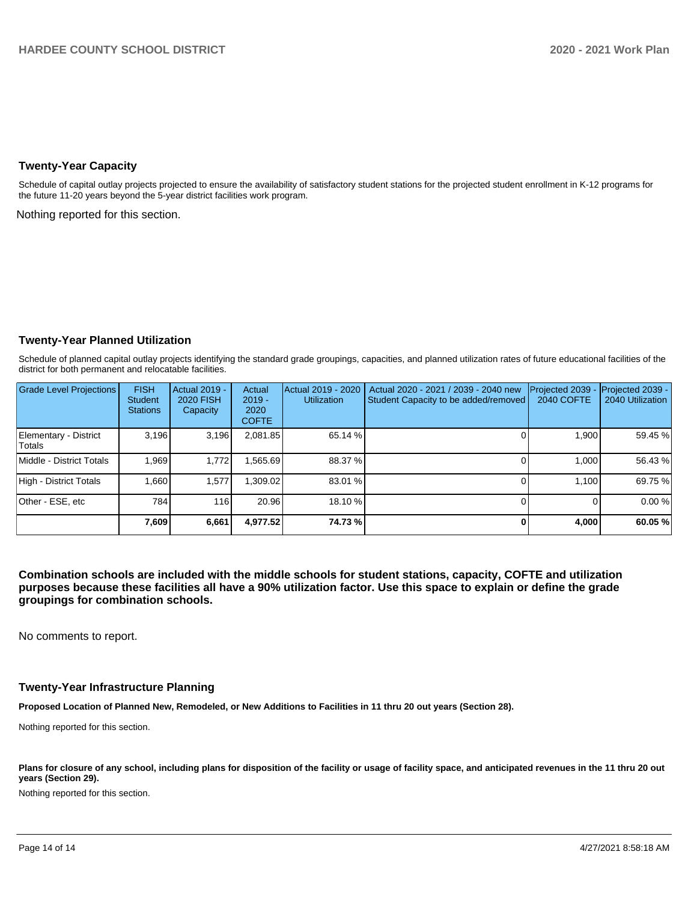## Twenty-Year Capacity

Schedule of capital outlay projects projected to ensure the availability of satisfactory student stations for the projected student enrollment in K-12 programs for the future 11-20 years beyond the 5-year district facilities work program.

Nothing reported for this section.

## Twenty-Year Planned Utilization

Schedule of planned capital outlay projects identifying the standard grade groupings, capacities, and planned utilization rates of future educational facilities of the district for both permanent and relocatable facilities.

| Grade Level Projections | FISH Student Stations | Actual 2019 - 2020 FISH Capacity | Actual 2019 - 2020 COFTE | Actual 2019 - 2020 Utilization | Actual 2020 - 2021 / 2039 - 2040 new Student Capacity to be added/removed | Projected 2039 - 2040 COFTE | Projected 2039 - 2040 Utilization |
|---|---|---|---|---|---|---|---|
| Elementary - District Totals | 3,196 | 3,196 | 2,081.85 | 65.14 % | 0 | 1,900 | 59.45 % |
| Middle - District Totals | 1,969 | 1,772 | 1,565.69 | 88.37 % | 0 | 1,000 | 56.43 % |
| High - District Totals | 1,660 | 1,577 | 1,309.02 | 83.01 % | 0 | 1,100 | 69.75 % |
| Other - ESE, etc | 784 | 116 | 20.96 | 18.10 % | 0 | 0 | 0.00 % |
| | **7,609** | **6,661** | **4,977.52** | **74.73 %** | **0** | **4,000** | **60.05 %** |

**Combination schools are included with the middle schools for student stations, capacity, COFTE and utilization purposes because these facilities all have a 90% utilization factor. Use this space to explain or define the grade groupings for combination schools.**

No comments to report.

## Twenty-Year Infrastructure Planning

**Proposed Location of Planned New, Remodeled, or New Additions to Facilities in 11 thru 20 out years (Section 28).**

Nothing reported for this section.

**Plans for closure of any school, including plans for disposition of the facility or usage of facility space, and anticipated revenues in the 11 thru 20 out years (Section 29).**

Nothing reported for this section.